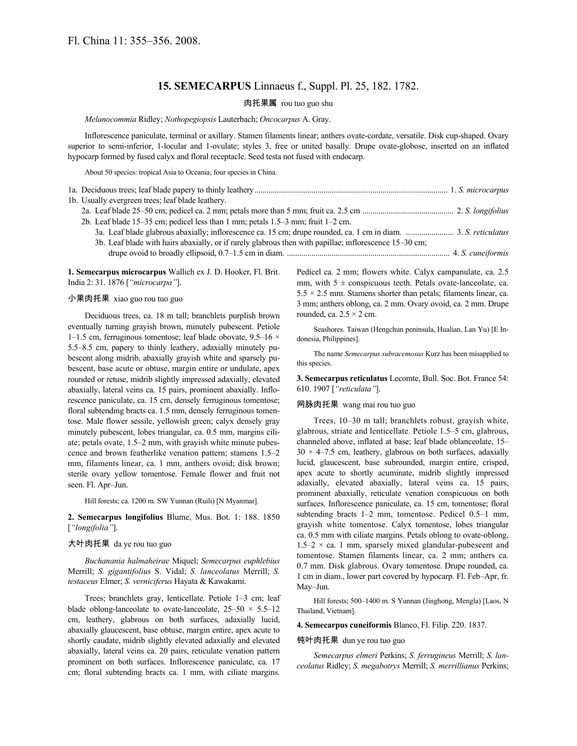Fl. China 11: 355–356. 2008.

# 15. SEMECARPUS Linnaeus f., Suppl. Pl. 25, 182. 1782.

肉托果属 rou tuo guo shu

*Melanocommia* Ridley; *Nothopegiopsis* Lauterbach; *Oncocarpus* A. Gray.

Inflorescence paniculate, terminal or axillary. Stamen filaments linear; anthers ovate-cordate, versatile. Disk cup-shaped. Ovary superior to semi-inferior, 1-locular and 1-ovulate; styles 3, free or united basally. Drupe ovate-globose, inserted on an inflated hypocarp formed by fused calyx and floral receptacle. Seed testa not fused with endocarp.

About 50 species: tropical Asia to Oceania; four species in China.

1a. Deciduous trees; leaf blade papery to thinly leathery .......... 1. *S. microcarpus*
1b. Usually evergreen trees; leaf blade leathery.
    2a. Leaf blade 25–50 cm; pedicel ca. 2 mm; petals more than 5 mm; fruit ca. 2.5 cm .......... 2. *S. longifolius*
    2b. Leaf blade 15–35 cm; pedicel less than 1 mm; petals 1.5–3 mm; fruit 1–2 cm.
        3a. Leaf blade glabrous abaxially; inflorescence ca. 15 cm; drupe rounded, ca. 1 cm in diam. .......... 3. *S. reticulatus*
        3b. Leaf blade with hairs abaxially, or if rarely glabrous then with papillae; inflorescence 15–30 cm; drupe ovoid to broadly ellipsoid, 0.7–1.5 cm in diam. .......... 4. *S. cuneiformis*

**1. Semecarpus microcarpus** Wallich ex J. D. Hooker, Fl. Brit. India 2: 31. 1876 [*"microcarpa"*].

小果肉托果 xiao guo rou tuo guo

Deciduous trees, ca. 18 m tall; branchlets purplish brown eventually turning grayish brown, minutely pubescent. Petiole 1–1.5 cm, ferruginous tomentose; leaf blade obovate, 9.5–16 × 5.5–8.5 cm, papery to thinly leathery, adaxially minutely pubescent along midrib, abaxially grayish white and sparsely pubescent, base acute or obtuse, margin entire or undulate, apex rounded or retuse, midrib slightly impressed adaxially, elevated abaxially, lateral veins ca. 15 pairs, prominent abaxially. Inflorescence paniculate, ca. 15 cm, densely ferruginous tomentose; floral subtending bracts ca. 1.5 mm, densely ferruginous tomentose. Male flower sessile, yellowish green; calyx densely gray minutely pubescent, lobes triangular, ca. 0.5 mm, margins ciliate; petals ovate, 1.5–2 mm, with grayish white minute pubescence and brown featherlike venation pattern; stamens 1.5–2 mm, filaments linear, ca. 1 mm, anthers ovoid; disk brown; sterile ovary yellow tomentose. Female flower and fruit not seen. Fl. Apr–Jun.

Hill forests; ca. 1200 m. SW Yunnan (Ruili) [N Myanmar].

**2. Semecarpus longifolius** Blume, Mus. Bot. 1: 188. 1850 [*"longifolia"*].

大叶肉托果 da ye rou tuo guo

*Buchanania halmaheirae* Miquel; *Semecarpus euphlebius* Merrill; *S. gigantifolius* S. Vidal; *S. lanceolatus* Merrill; *S. testaceus* Elmer; *S. verniciferus* Hayata & Kawakami.

Trees; branchlets gray, lenticellate. Petiole 1–3 cm; leaf blade oblong-lanceolate to ovate-lanceolate, 25–50 × 5.5–12 cm, leathery, glabrous on both surfaces, adaxially lucid, abaxially glaucescent, base obtuse, margin entire, apex acute to shortly caudate, midrib slightly elevated adaxially and elevated abaxially, lateral veins ca. 20 pairs, reticulate venation pattern prominent on both surfaces. Inflorescence paniculate, ca. 17 cm; floral subtending bracts ca. 1 mm, with ciliate margins. Pedicel ca. 2 mm; flowers white. Calyx campanulate, ca. 2.5 mm, with 5 ± conspicuous teeth. Petals ovate-lanceolate, ca. 5.5 × 2.5 mm. Stamens shorter than petals; filaments linear, ca. 3 mm; anthers oblong, ca. 2 mm. Ovary ovoid, ca. 2 mm. Drupe rounded, ca. 2.5 × 2 cm.

Seashores. Taiwan (Hengchun peninsula, Hualian, Lan Yu) [E Indonesia, Philippines].

The name *Semecarpus subracemosus* Kurz has been misapplied to this species.

**3. Semecarpus reticulatus** Lecomte, Bull. Soc. Bot. France 54: 610. 1907 [*"reticulata"*].

网脉肉托果 wang mai rou tuo guo

Trees, 10–30 m tall; branchlets robust, grayish white, glabrous, striate and lenticellate. Petiole 1.5–5 cm, glabrous, channeled above, inflated at base; leaf blade oblanceolate, 15–30 × 4–7.5 cm, leathery, glabrous on both surfaces, adaxially lucid, glaucescent, base subrounded, margin entire, crisped, apex acute to shortly acuminate, midrib slightly impressed adaxially, elevated abaxially, lateral veins ca. 15 pairs, prominent abaxially, reticulate venation conspicuous on both surfaces. Inflorescence paniculate, ca. 15 cm, tomentose; floral subtending bracts 1–2 mm, tomentose. Pedicel 0.5–1 mm, grayish white tomentose. Calyx tomentose, lobes triangular ca. 0.5 mm with ciliate margins. Petals oblong to ovate-oblong, 1.5–2 × ca. 1 mm, sparsely mixed glandular-pubescent and tomentose. Stamen filaments linear, ca. 2 mm; anthers ca. 0.7 mm. Disk glabrous. Ovary tomentose. Drupe rounded, ca. 1 cm in diam., lower part covered by hypocarp. Fl. Feb–Apr, fr. May–Jun.

Hill forests; 500–1400 m. S Yunnan (Jinghong, Mengla) [Laos, N Thailand, Vietnam].

**4. Semecarpus cuneiformis** Blanco, Fl. Filip. 220. 1837.

钝叶肉托果 dun ye rou tuo guo

*Semecarpus elmeri* Perkins; *S. ferrugineus* Merrill; *S. lanceolatus* Ridley; *S. megabotrys* Merrill; *S. merrillianus* Perkins;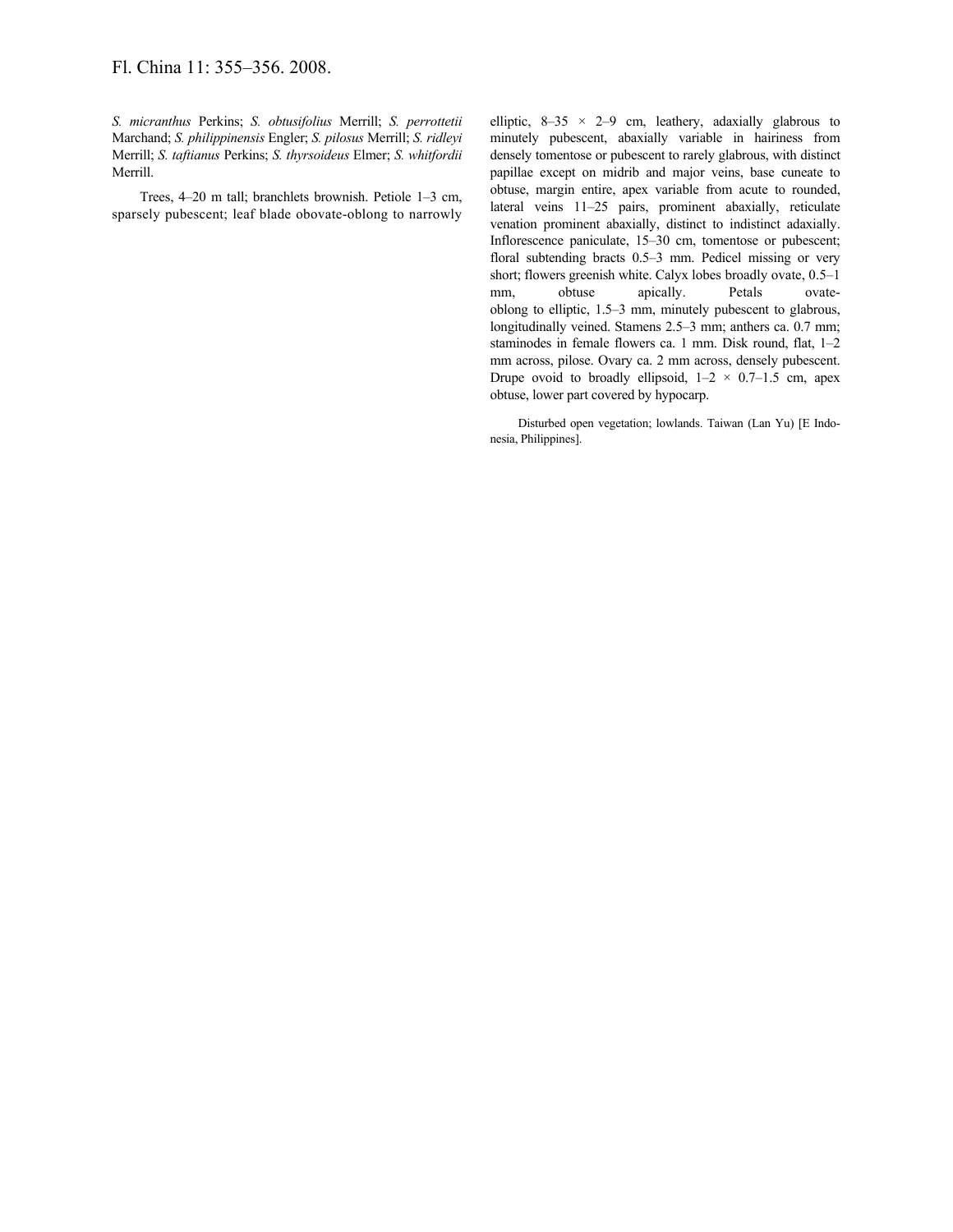*S. micranthus* Perkins; *S. obtusifolius* Merrill; *S. perrottetii* Marchand; *S. philippinensis* Engler; *S. pilosus* Merrill; *S. ridleyi* Merrill; *S. taftianus* Perkins; *S. thyrsoideus* Elmer; *S. whitfordii* Merrill.

Trees, 4–20 m tall; branchlets brownish. Petiole 1–3 cm, sparsely pubescent; leaf blade obovate-oblong to narrowly elliptic, 8–35 × 2–9 cm, leathery, adaxially glabrous to minutely pubescent, abaxially variable in hairiness from densely tomentose or pubescent to rarely glabrous, with distinct papillae except on midrib and major veins, base cuneate to obtuse, margin entire, apex variable from acute to rounded, lateral veins 11–25 pairs, prominent abaxially, reticulate venation prominent abaxially, distinct to indistinct adaxially. Inflorescence paniculate, 15–30 cm, tomentose or pubescent; floral subtending bracts 0.5–3 mm. Pedicel missing or very short; flowers greenish white. Calyx lobes broadly ovate, 0.5–1 mm, obtuse apically. Petals ovate-oblong to elliptic, 1.5–3 mm, minutely pubescent to glabrous, longitudinally veined. Stamens 2.5–3 mm; anthers ca. 0.7 mm; staminodes in female flowers ca. 1 mm. Disk round, flat, 1–2 mm across, pilose. Ovary ca. 2 mm across, densely pubescent. Drupe ovoid to broadly ellipsoid, 1–2 × 0.7–1.5 cm, apex obtuse, lower part covered by hypocarp.

Disturbed open vegetation; lowlands. Taiwan (Lan Yu) [E Indonesia, Philippines].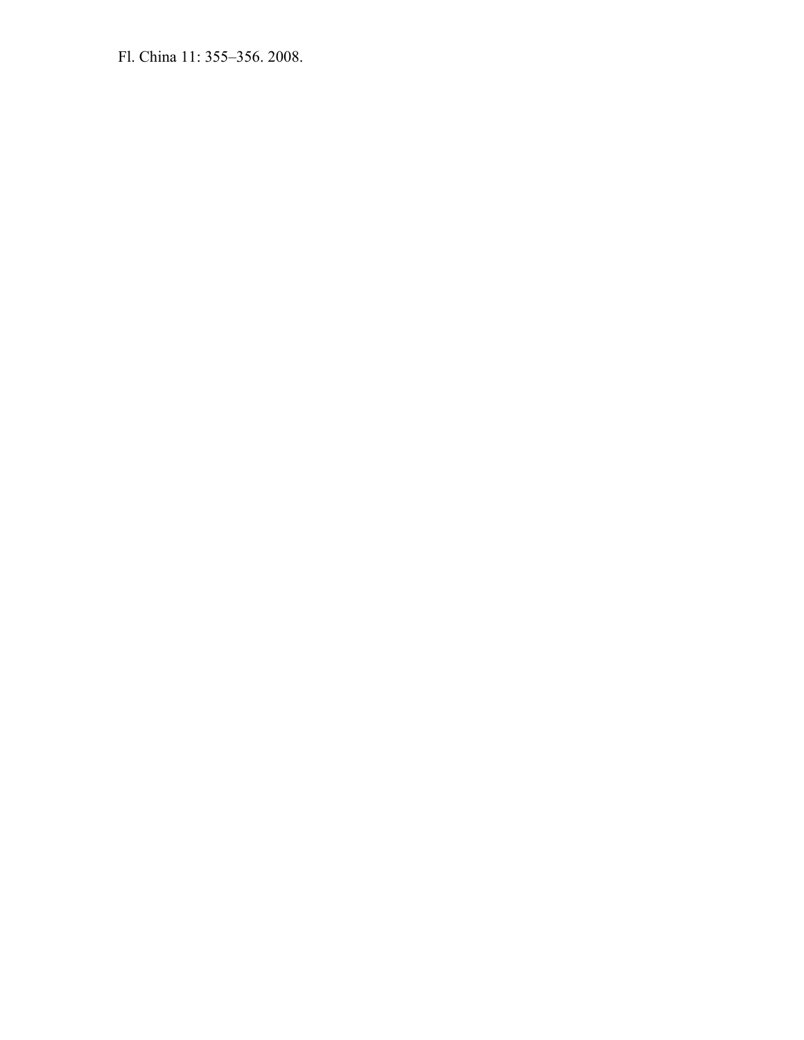Fl. China 11: 355–356. 2008.